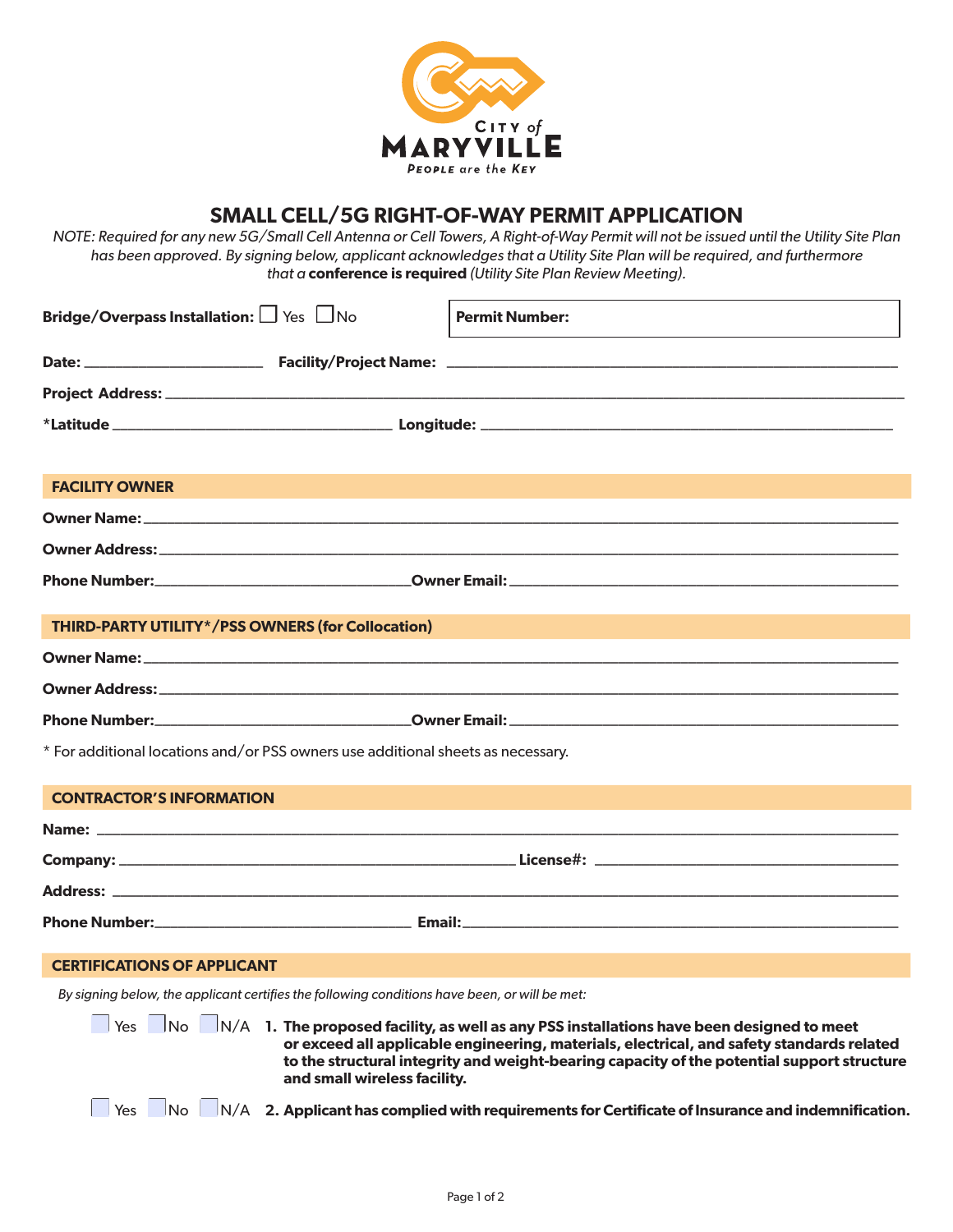CITY of MARYVILLE

PEOPLE are the KEY

# SMALL CELL/5G RIGHT-OF-WAY PERMIT APPLICATION

*NOTE: Required for any new 5G/Small Cell Antenna or Cell Towers, A Right-of-Way Permit will not be issued until the Utility Site Plan has been approved. By signing below, applicant acknowledges that a Utility Site Plan will be required, and furthermore that a* ***conference is required*** *(Utility Site Plan Review Meeting).*

**Bridge/Overpass Installation:** ☐ Yes ☐ No

**Permit Number:**

**Date:** ____________________ **Facility/Project Name:** ________________________________________

**Project Address:** ____________________________________________________________

**\*Latitude** ______________________________ **Longitude:** ______________________________

## FACILITY OWNER

**Owner Name:** ____________________________________________________________

**Owner Address:** ____________________________________________________________

**Phone Number:** ______________________________ **Owner Email:** ______________________________

## THIRD-PARTY UTILITY\*/PSS OWNERS (for Collocation)

**Owner Name:** ____________________________________________________________

**Owner Address:** ____________________________________________________________

**Phone Number:** ______________________________ **Owner Email:** ______________________________

\* For additional locations and/or PSS owners use additional sheets as necessary.

## CONTRACTOR'S INFORMATION

**Name:** ____________________________________________________________

**Company:** ______________________________ **License#:** ______________________________

**Address:** ____________________________________________________________

**Phone Number:** ______________________________ **Email:** ______________________________

## CERTIFICATIONS OF APPLICANT

*By signing below, the applicant certifies the following conditions have been, or will be met:*

☐ Yes ☐ No ☐ N/A **1. The proposed facility, as well as any PSS installations have been designed to meet or exceed all applicable engineering, materials, electrical, and safety standards related to the structural integrity and weight-bearing capacity of the potential support structure and small wireless facility.**

☐ Yes ☐ No ☐ N/A **2. Applicant has complied with requirements for Certificate of Insurance and indemnification.**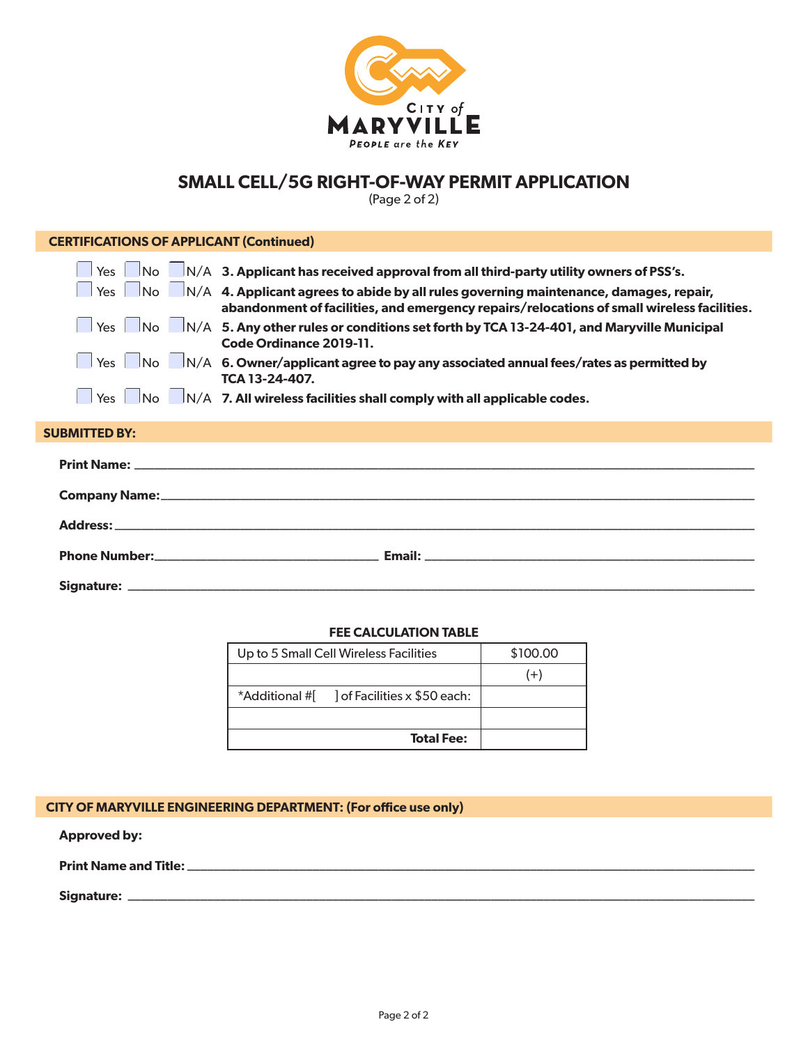CITY of MARYVILLE

PEOPLE are the KEY

# SMALL CELL/5G RIGHT-OF-WAY PERMIT APPLICATION

(Page 2 of 2)

## CERTIFICATIONS OF APPLICANT (Continued)

- ☐ Yes ☐ No ☐ N/A **3. Applicant has received approval from all third-party utility owners of PSS's.**
- ☐ Yes ☐ No ☐ N/A **4. Applicant agrees to abide by all rules governing maintenance, damages, repair, abandonment of facilities, and emergency repairs/relocations of small wireless facilities.**
- ☐ Yes ☐ No ☐ N/A **5. Any other rules or conditions set forth by TCA 13-24-401, and Maryville Municipal Code Ordinance 2019-11.**
- ☐ Yes ☐ No ☐ N/A **6. Owner/applicant agree to pay any associated annual fees/rates as permitted by TCA 13-24-407.**
- ☐ Yes ☐ No ☐ N/A **7. All wireless facilities shall comply with all applicable codes.**

## SUBMITTED BY:

**Print Name:** ______________________________________________

**Company Name:** ______________________________________________

**Address:** ______________________________________________

**Phone Number:** ____________________ **Email:** ____________________

**Signature:** ______________________________________________

**FEE CALCULATION TABLE**

| | |
|---|---|
| Up to 5 Small Cell Wireless Facilities | $100.00 |
| | (+) |
| *Additional #[ ] of Facilities x $50 each: | |
| | |
| **Total Fee:** | |

## CITY OF MARYVILLE ENGINEERING DEPARTMENT: (For office use only)

**Approved by:**

**Print Name and Title:** ______________________________________________

**Signature:** ______________________________________________